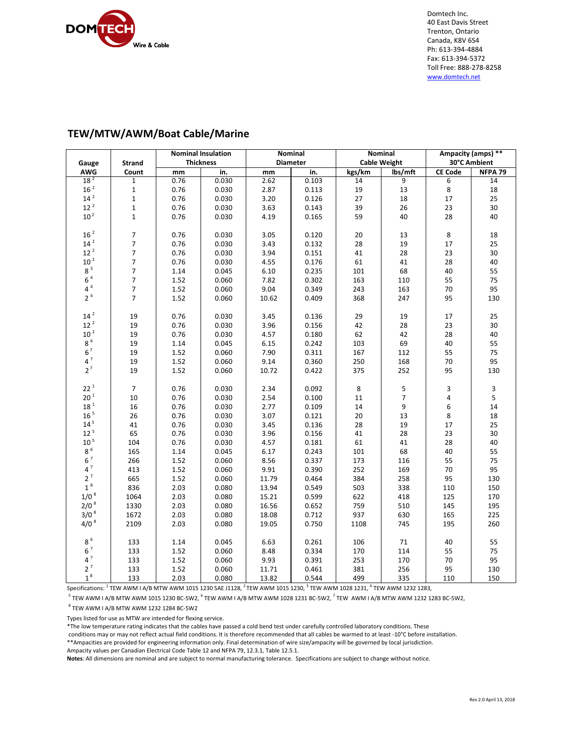DOMTECH Wire & Cable

Domtech Inc.
40 East Davis Street
Trenton, Ontario
Canada, K8V 6S4
Ph: 613-394-4884
Fax: 613-394-5372
Toll Free: 888-278-8258
www.domtech.net

## TEW/MTW/AWM/Boat Cable/Marine

| Gauge | Strand | Nominal Insulation Thickness | | Nominal Diameter | | Nominal Cable Weight | | Ampacity (amps) ** 30°C Ambient | |
|---|---|---|---|---|---|---|---|---|---|
| AWG | Count | mm | in. | mm | in. | kgs/km | lbs/mft | CE Code | NFPA 79 |
| 18 [2] | 1 | 0.76 | 0.030 | 2.62 | 0.103 | 14 | 9 | 6 | 14 |
| 16 [2] | 1 | 0.76 | 0.030 | 2.87 | 0.113 | 19 | 13 | 8 | 18 |
| 14 [2] | 1 | 0.76 | 0.030 | 3.20 | 0.126 | 27 | 18 | 17 | 25 |
| 12 [2] | 1 | 0.76 | 0.030 | 3.63 | 0.143 | 39 | 26 | 23 | 30 |
| 10 [2] | 1 | 0.76 | 0.030 | 4.19 | 0.165 | 59 | 40 | 28 | 40 |
| | | | | | | | | | |
| 16 [2] | 7 | 0.76 | 0.030 | 3.05 | 0.120 | 20 | 13 | 8 | 18 |
| 14 [2] | 7 | 0.76 | 0.030 | 3.43 | 0.132 | 28 | 19 | 17 | 25 |
| 12 [2] | 7 | 0.76 | 0.030 | 3.94 | 0.151 | 41 | 28 | 23 | 30 |
| 10 [2] | 7 | 0.76 | 0.030 | 4.55 | 0.176 | 61 | 41 | 28 | 40 |
| 8 [3] | 7 | 1.14 | 0.045 | 6.10 | 0.235 | 101 | 68 | 40 | 55 |
| 6 [4] | 7 | 1.52 | 0.060 | 7.82 | 0.302 | 163 | 110 | 55 | 75 |
| 4 [4] | 7 | 1.52 | 0.060 | 9.04 | 0.349 | 243 | 163 | 70 | 95 |
| 2 [4] | 7 | 1.52 | 0.060 | 10.62 | 0.409 | 368 | 247 | 95 | 130 |
| | | | | | | | | | |
| 14 [2] | 19 | 0.76 | 0.030 | 3.45 | 0.136 | 29 | 19 | 17 | 25 |
| 12 [2] | 19 | 0.76 | 0.030 | 3.96 | 0.156 | 42 | 28 | 23 | 30 |
| 10 [2] | 19 | 0.76 | 0.030 | 4.57 | 0.180 | 62 | 42 | 28 | 40 |
| 8 [6] | 19 | 1.14 | 0.045 | 6.15 | 0.242 | 103 | 69 | 40 | 55 |
| 6 [7] | 19 | 1.52 | 0.060 | 7.90 | 0.311 | 167 | 112 | 55 | 75 |
| 4 [7] | 19 | 1.52 | 0.060 | 9.14 | 0.360 | 250 | 168 | 70 | 95 |
| 2 [7] | 19 | 1.52 | 0.060 | 10.72 | 0.422 | 375 | 252 | 95 | 130 |
| | | | | | | | | | |
| 22 [1] | 7 | 0.76 | 0.030 | 2.34 | 0.092 | 8 | 5 | 3 | 3 |
| 20 [1] | 10 | 0.76 | 0.030 | 2.54 | 0.100 | 11 | 7 | 4 | 5 |
| 18 [1] | 16 | 0.76 | 0.030 | 2.77 | 0.109 | 14 | 9 | 6 | 14 |
| 16 [5] | 26 | 0.76 | 0.030 | 3.07 | 0.121 | 20 | 13 | 8 | 18 |
| 14 [5] | 41 | 0.76 | 0.030 | 3.45 | 0.136 | 28 | 19 | 17 | 25 |
| 12 [5] | 65 | 0.76 | 0.030 | 3.96 | 0.156 | 41 | 28 | 23 | 30 |
| 10 [5] | 104 | 0.76 | 0.030 | 4.57 | 0.181 | 61 | 41 | 28 | 40 |
| 8 [6] | 165 | 1.14 | 0.045 | 6.17 | 0.243 | 101 | 68 | 40 | 55 |
| 6 [7] | 266 | 1.52 | 0.060 | 8.56 | 0.337 | 173 | 116 | 55 | 75 |
| 4 [7] | 413 | 1.52 | 0.060 | 9.91 | 0.390 | 252 | 169 | 70 | 95 |
| 2 [7] | 665 | 1.52 | 0.060 | 11.79 | 0.464 | 384 | 258 | 95 | 130 |
| 1 [8] | 836 | 2.03 | 0.080 | 13.94 | 0.549 | 503 | 338 | 110 | 150 |
| 1/0 [8] | 1064 | 2.03 | 0.080 | 15.21 | 0.599 | 622 | 418 | 125 | 170 |
| 2/0 [8] | 1330 | 2.03 | 0.080 | 16.56 | 0.652 | 759 | 510 | 145 | 195 |
| 3/0 [8] | 1672 | 2.03 | 0.080 | 18.08 | 0.712 | 937 | 630 | 165 | 225 |
| 4/0 [8] | 2109 | 2.03 | 0.080 | 19.05 | 0.750 | 1108 | 745 | 195 | 260 |
| | | | | | | | | | |
| 8 [6] | 133 | 1.14 | 0.045 | 6.63 | 0.261 | 106 | 71 | 40 | 55 |
| 6 [7] | 133 | 1.52 | 0.060 | 8.48 | 0.334 | 170 | 114 | 55 | 75 |
| 4 [7] | 133 | 1.52 | 0.060 | 9.93 | 0.391 | 253 | 170 | 70 | 95 |
| 2 [7] | 133 | 1.52 | 0.060 | 11.71 | 0.461 | 381 | 256 | 95 | 130 |
| 1 [8] | 133 | 2.03 | 0.080 | 13.82 | 0.544 | 499 | 335 | 110 | 150 |

Specifications: [1] TEW AWM I A/B MTW AWM 1015 1230 SAE J1128, [2] TEW AWM 1015 1230, [3] TEW AWM 1028 1231, [4] TEW AWM 1232 1283, [5] TEW AWM I A/B MTW AWM 1015 1230 BC-5W2, [6] TEW AWM I A/B MTW AWM 1028 1231 BC-5W2, [7] TEW AWM I A/B MTW AWM 1232 1283 BC-5W2, [8] TEW AWM I A/B MTW AWM 1232 1284 BC-5W2

Types listed for use as MTW are intended for flexing service.

*The low temperature rating indicates that the cables have passed a cold bend test under carefully controlled laboratory conditions. These conditions may or may not reflect actual field conditions. It is therefore recommended that all cables be warmed to at least -10°C before installation.

**Ampacities are provided for engineering information only. Final determination of wire size/ampacity will be governed by local jurisdiction.

Ampacity values per Canadian Electrical Code Table 12 and NFPA 79, 12.3.1, Table 12.5.1.

**Notes**: All dimensions are nominal and are subject to normal manufacturing tolerance. Specifications are subject to change without notice.

Rev 2.0 April 13, 2018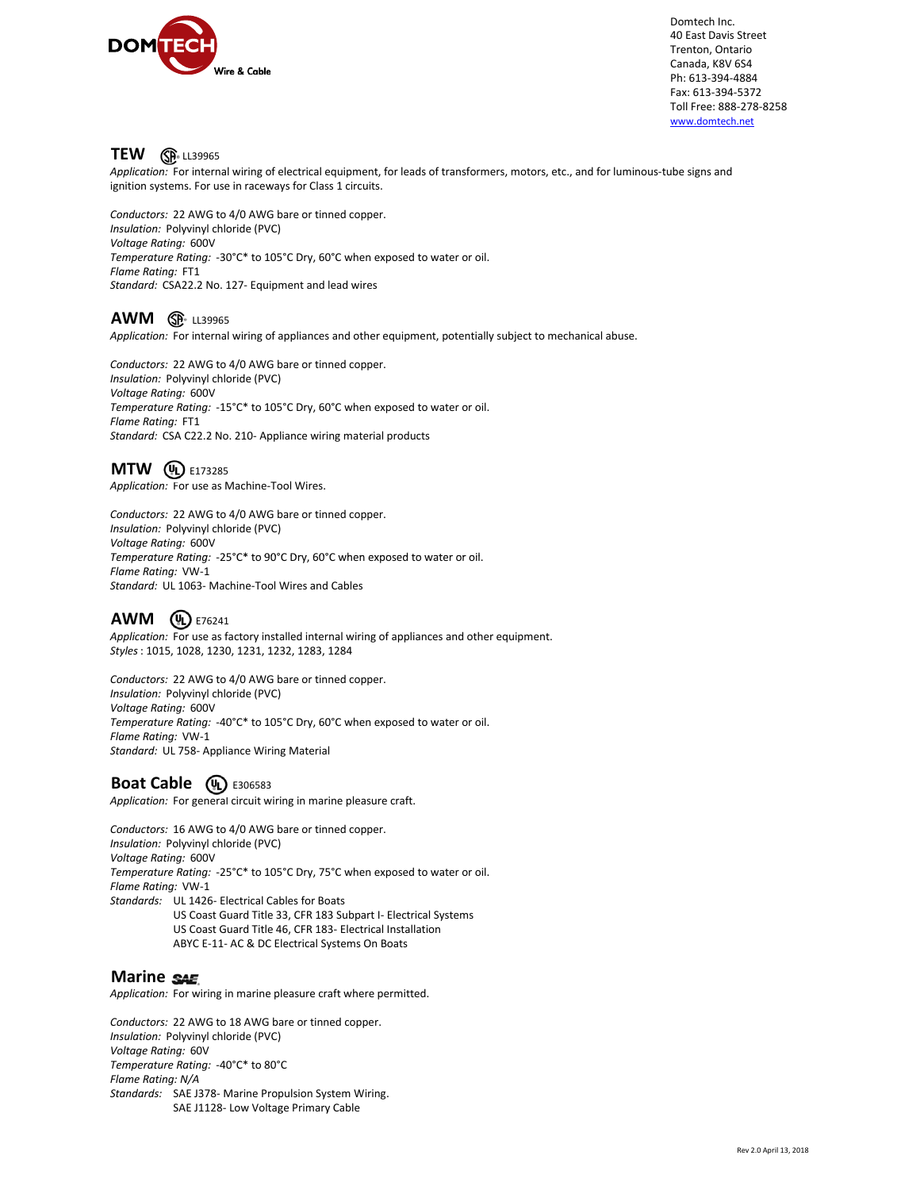Domtech Inc.
40 East Davis Street
Trenton, Ontario
Canada, K8V 6S4
Ph: 613-394-4884
Fax: 613-394-5372
Toll Free: 888-278-8258
www.domtech.net

## TEW LL39965

*Application:* For internal wiring of electrical equipment, for leads of transformers, motors, etc., and for luminous-tube signs and ignition systems. For use in raceways for Class 1 circuits.

*Conductors:* 22 AWG to 4/0 AWG bare or tinned copper.
*Insulation:* Polyvinyl chloride (PVC)
*Voltage Rating:* 600V
*Temperature Rating:* -30°C* to 105°C Dry, 60°C when exposed to water or oil.
*Flame Rating:* FT1
*Standard:* CSA22.2 No. 127- Equipment and lead wires

## AWM LL39965

*Application:* For internal wiring of appliances and other equipment, potentially subject to mechanical abuse.

*Conductors:* 22 AWG to 4/0 AWG bare or tinned copper.
*Insulation:* Polyvinyl chloride (PVC)
*Voltage Rating:* 600V
*Temperature Rating:* -15°C* to 105°C Dry, 60°C when exposed to water or oil.
*Flame Rating:* FT1
*Standard:* CSA C22.2 No. 210- Appliance wiring material products

## MTW E173285

*Application:* For use as Machine-Tool Wires.

*Conductors:* 22 AWG to 4/0 AWG bare or tinned copper.
*Insulation:* Polyvinyl chloride (PVC)
*Voltage Rating:* 600V
*Temperature Rating:* -25°C* to 90°C Dry, 60°C when exposed to water or oil.
*Flame Rating:* VW-1
*Standard:* UL 1063- Machine-Tool Wires and Cables

## AWM E76241

*Application:* For use as factory installed internal wiring of appliances and other equipment.
*Styles* : 1015, 1028, 1230, 1231, 1232, 1283, 1284

*Conductors:* 22 AWG to 4/0 AWG bare or tinned copper.
*Insulation:* Polyvinyl chloride (PVC)
*Voltage Rating:* 600V
*Temperature Rating:* -40°C* to 105°C Dry, 60°C when exposed to water or oil.
*Flame Rating:* VW-1
*Standard:* UL 758- Appliance Wiring Material

## Boat Cable E306583

*Application:* For general circuit wiring in marine pleasure craft.

*Conductors:* 16 AWG to 4/0 AWG bare or tinned copper.
*Insulation:* Polyvinyl chloride (PVC)
*Voltage Rating:* 600V
*Temperature Rating:* -25°C* to 105°C Dry, 75°C when exposed to water or oil.
*Flame Rating:* VW-1
*Standards:* UL 1426- Electrical Cables for Boats
US Coast Guard Title 33, CFR 183 Subpart I- Electrical Systems
US Coast Guard Title 46, CFR 183- Electrical Installation
ABYC E-11- AC & DC Electrical Systems On Boats

## Marine SAE

*Application:* For wiring in marine pleasure craft where permitted.

*Conductors:* 22 AWG to 18 AWG bare or tinned copper.
*Insulation:* Polyvinyl chloride (PVC)
*Voltage Rating:* 60V
*Temperature Rating:* -40°C* to 80°C
*Flame Rating: N/A*
*Standards:* SAE J378- Marine Propulsion System Wiring.
SAE J1128- Low Voltage Primary Cable

Rev 2.0 April 13, 2018